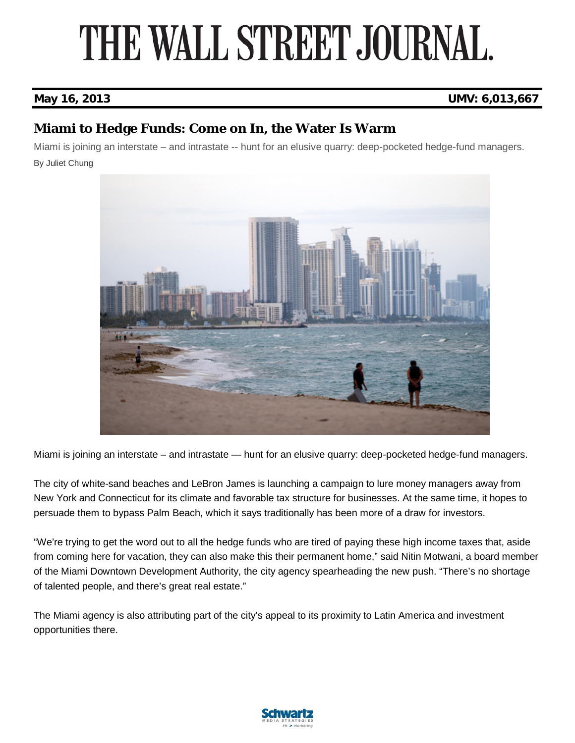# THE WALL STREET JOURNAL.

**May 16, 2013** **UMV: 6,013,667**

## Miami to Hedge Funds: Come on In, the Water Is Warm

Miami is joining an interstate – and intrastate -- hunt for an elusive quarry: deep-pocketed hedge-fund managers.

By Juliet Chung

Miami is joining an interstate – and intrastate — hunt for an elusive quarry: deep-pocketed hedge-fund managers.

The city of white-sand beaches and LeBron James is launching a campaign to lure money managers away from New York and Connecticut for its climate and favorable tax structure for businesses. At the same time, it hopes to persuade them to bypass Palm Beach, which it says traditionally has been more of a draw for investors.

"We're trying to get the word out to all the hedge funds who are tired of paying these high income taxes that, aside from coming here for vacation, they can also make this their permanent home," said Nitin Motwani, a board member of the Miami Downtown Development Authority, the city agency spearheading the new push. "There's no shortage of talented people, and there's great real estate."

The Miami agency is also attributing part of the city's appeal to its proximity to Latin America and investment opportunities there.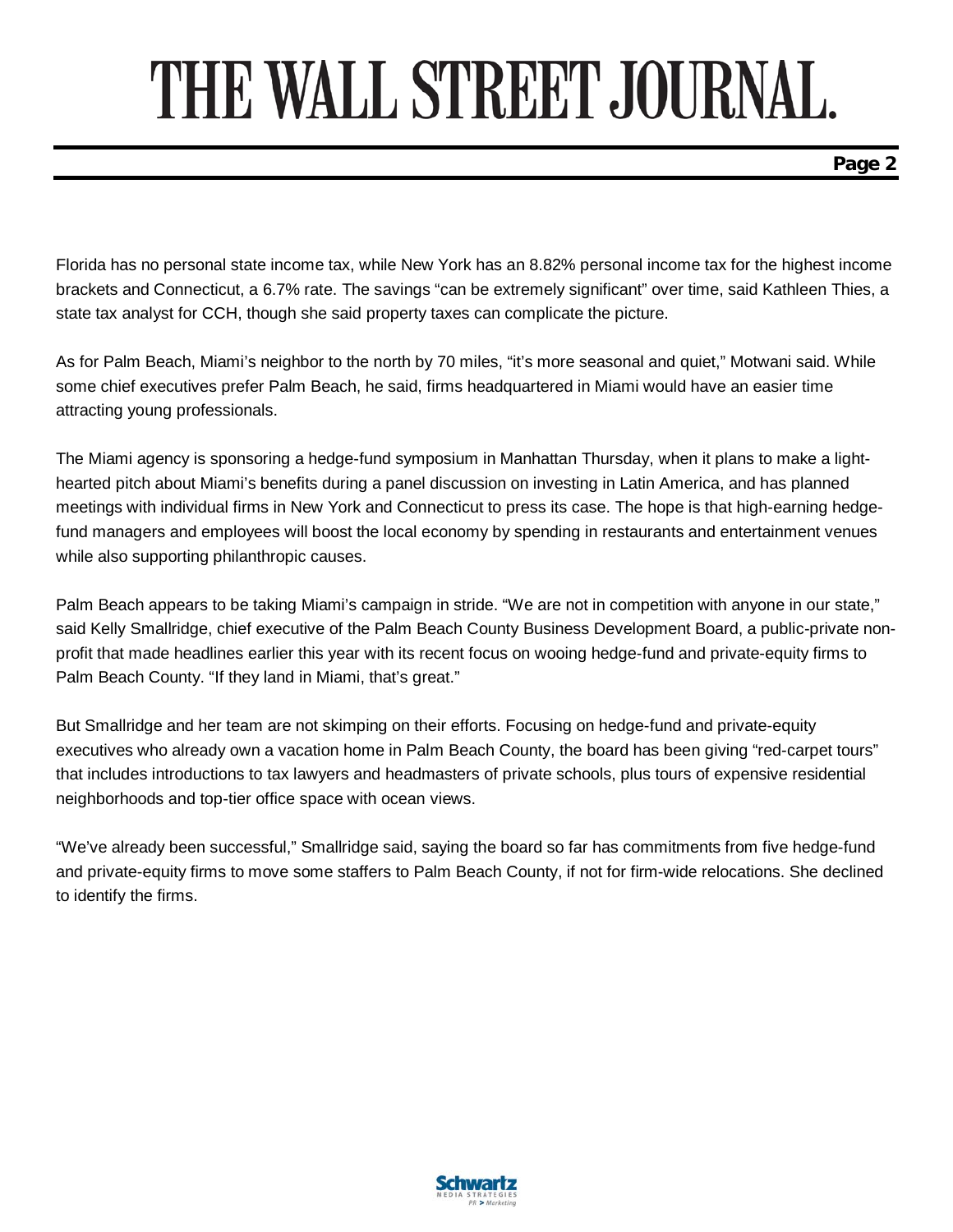Florida has no personal state income tax, while New York has an 8.82% personal income tax for the highest income brackets and Connecticut, a 6.7% rate. The savings "can be extremely significant" over time, said Kathleen Thies, a state tax analyst for CCH, though she said property taxes can complicate the picture.

As for Palm Beach, Miami's neighbor to the north by 70 miles, "it's more seasonal and quiet," Motwani said. While some chief executives prefer Palm Beach, he said, firms headquartered in Miami would have an easier time attracting young professionals.

The Miami agency is sponsoring a hedge-fund symposium in Manhattan Thursday, when it plans to make a light-hearted pitch about Miami's benefits during a panel discussion on investing in Latin America, and has planned meetings with individual firms in New York and Connecticut to press its case. The hope is that high-earning hedge-fund managers and employees will boost the local economy by spending in restaurants and entertainment venues while also supporting philanthropic causes.

Palm Beach appears to be taking Miami's campaign in stride. "We are not in competition with anyone in our state," said Kelly Smallridge, chief executive of the Palm Beach County Business Development Board, a public-private non-profit that made headlines earlier this year with its recent focus on wooing hedge-fund and private-equity firms to Palm Beach County. "If they land in Miami, that's great."

But Smallridge and her team are not skimping on their efforts. Focusing on hedge-fund and private-equity executives who already own a vacation home in Palm Beach County, the board has been giving "red-carpet tours" that includes introductions to tax lawyers and headmasters of private schools, plus tours of expensive residential neighborhoods and top-tier office space with ocean views.

"We've already been successful," Smallridge said, saying the board so far has commitments from five hedge-fund and private-equity firms to move some staffers to Palm Beach County, if not for firm-wide relocations. She declined to identify the firms.